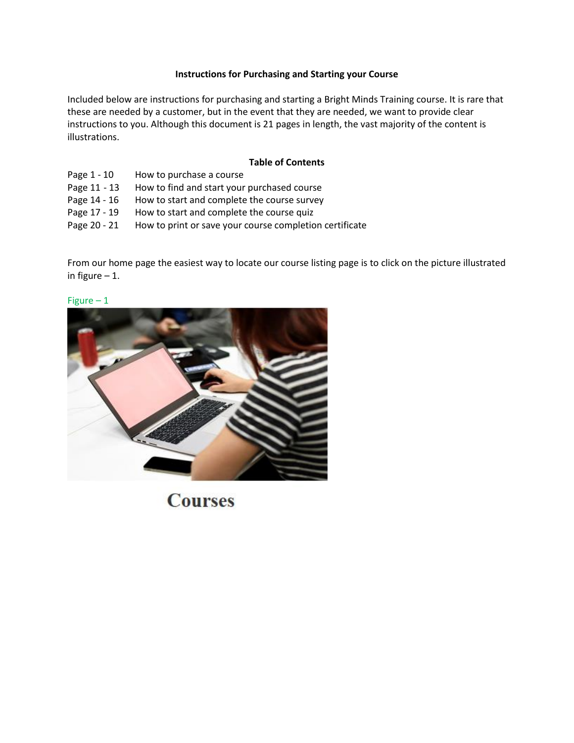**Instructions for Purchasing and Starting your Course**

Included below are instructions for purchasing and starting a Bright Minds Training course. It is rare that these are needed by a customer, but in the event that they are needed, we want to provide clear instructions to you. Although this document is 21 pages in length, the vast majority of the content is illustrations.

**Table of Contents**

| | |
|---|---|
| Page 1 - 10 | How to purchase a course |
| Page 11 - 13 | How to find and start your purchased course |
| Page 14 - 16 | How to start and complete the course survey |
| Page 17 - 19 | How to start and complete the course quiz |
| Page 20 - 21 | How to print or save your course completion certificate |

From our home page the easiest way to locate our course listing page is to click on the picture illustrated in figure – 1.

Figure – 1

Courses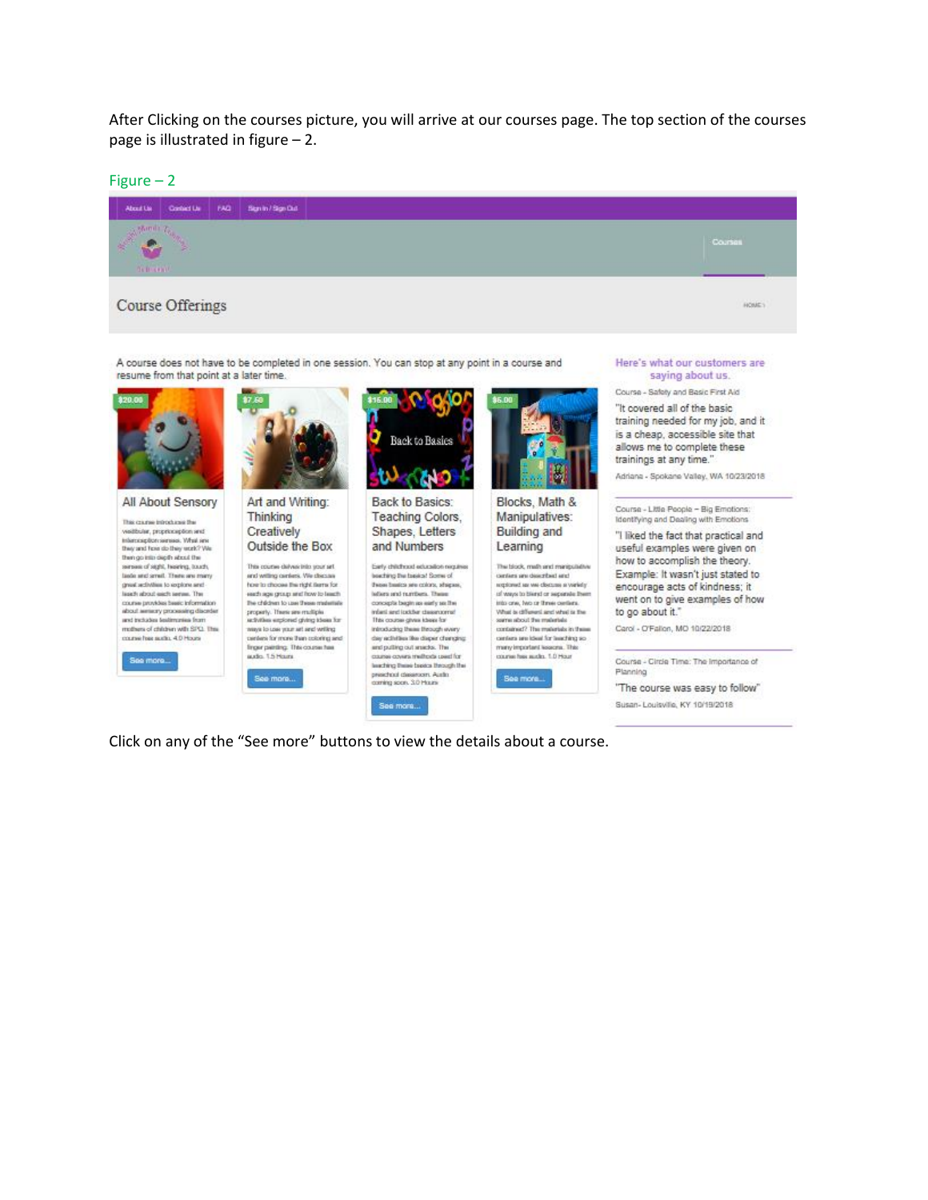After Clicking on the courses picture, you will arrive at our courses page. The top section of the courses page is illustrated in figure – 2.

Figure – 2

Click on any of the "See more" buttons to view the details about a course.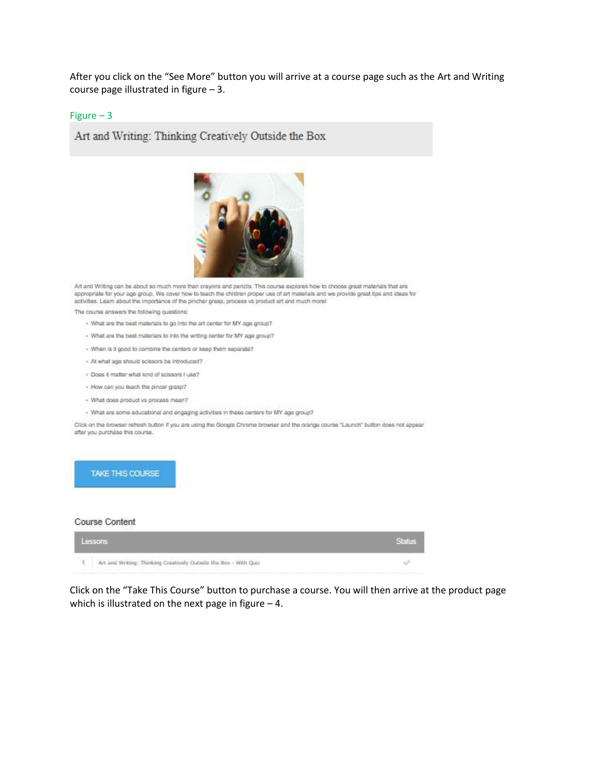After you click on the "See More" button you will arrive at a course page such as the Art and Writing course page illustrated in figure – 3.

Figure – 3

Art and Writing: Thinking Creatively Outside the Box

Art and Writing can be about so much more than crayons and pencils. This course explores how to choose great materials that are appropriate for your age group. We cover how to teach the children proper use of art materials and we provide great tips and ideas for activities. Learn about the importance of the pincher grasp, process vs product art and much more!

The course answers the following questions:

- What are the best materials to go into the art center for MY age group?
- What are the best materials to into the writing center for MY age group?
- When is it good to combine the centers or keep them separate?
- At what age should scissors be introduced?
- Does it matter what kind of scissors I use?
- How can you teach the pincer grasp?
- What does product vs process mean?
- What are some educational and engaging activities in these centers for MY age group?

Click on the browser refresh button if you are using the Google Chrome browser and the orange course "Launch" button does not appear after you purchase this course.

TAKE THIS COURSE

Course Content

| Lessons | Status |
| --- | --- |
| 1 Art and Writing: Thinking Creatively Outside the Box - With Quiz | ✓ |

Click on the "Take This Course" button to purchase a course. You will then arrive at the product page which is illustrated on the next page in figure – 4.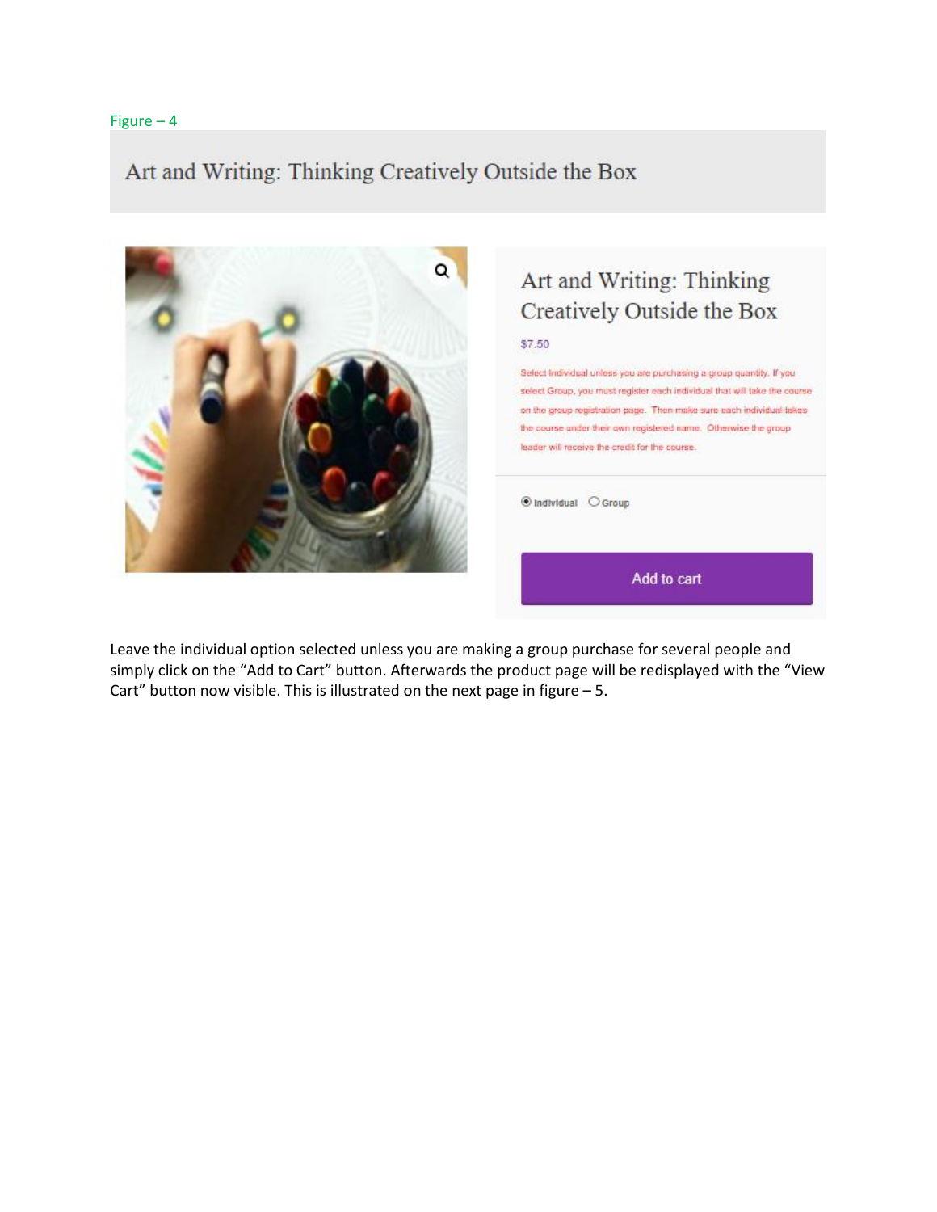Figure – 4

Art and Writing: Thinking Creatively Outside the Box

Art and Writing: Thinking Creatively Outside the Box

$7.50

Select Individual unless you are purchasing a group quantity. If you select Group, you must register each individual that will take the course on the group registration page. Then make sure each individual takes the course under their own registered name. Otherwise the group leader will receive the credit for the course.

◉ Individual ○ Group

Add to cart

Leave the individual option selected unless you are making a group purchase for several people and simply click on the "Add to Cart" button. Afterwards the product page will be redisplayed with the "View Cart" button now visible. This is illustrated on the next page in figure – 5.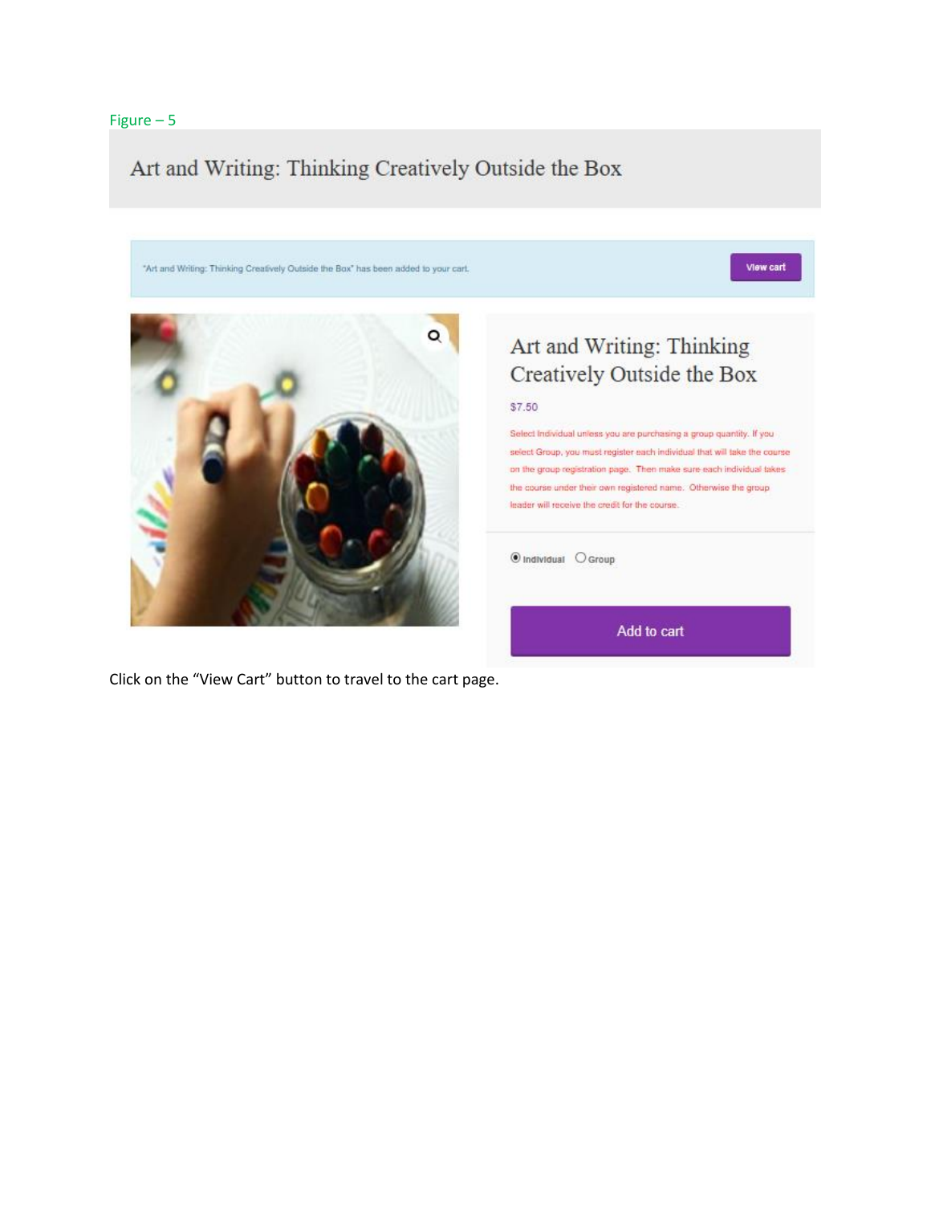Figure – 5

Art and Writing: Thinking Creatively Outside the Box

"Art and Writing: Thinking Creatively Outside the Box" has been added to your cart.

View cart

Art and Writing: Thinking Creatively Outside the Box

$7.50

Select Individual unless you are purchasing a group quantity. If you select Group, you must register each individual that will take the course on the group registration page. Then make sure each individual takes the course under their own registered name. Otherwise the group leader will receive the credit for the course.

Individual   Group

Add to cart

Click on the "View Cart" button to travel to the cart page.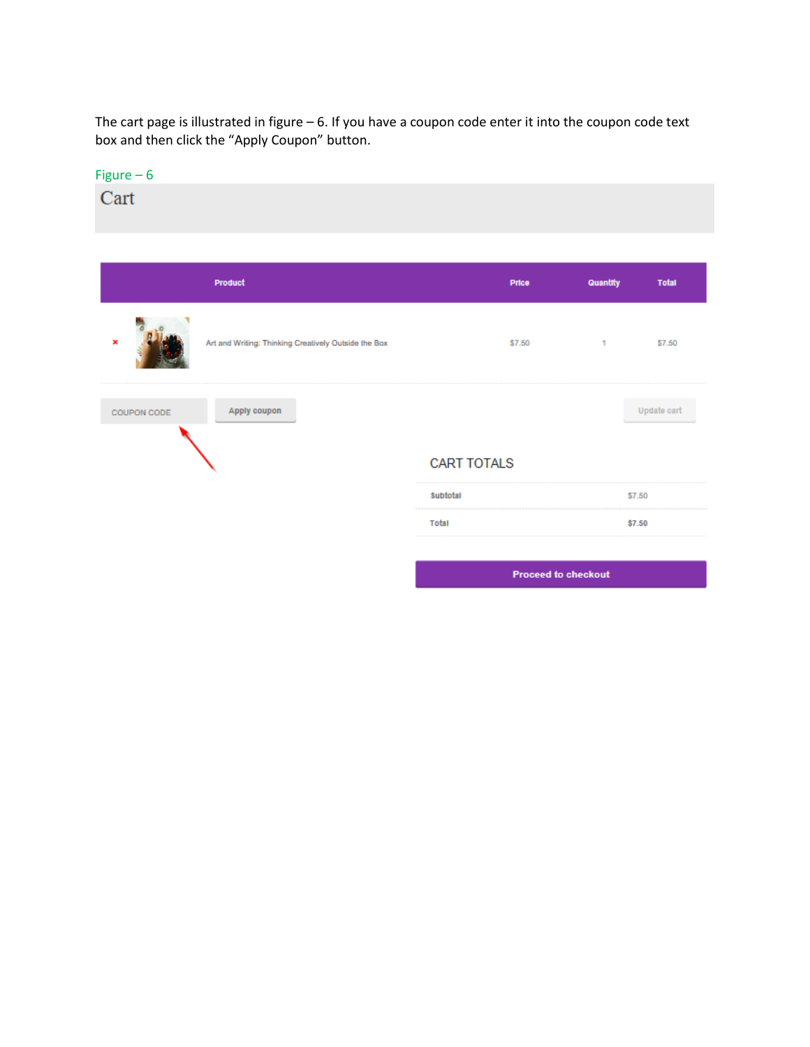The cart page is illustrated in figure – 6. If you have a coupon code enter it into the coupon code text box and then click the “Apply Coupon” button.

Figure – 6

# Cart

| | | Product | Price | Quantity | Total |
|---|---|---|---|---|---|
| × | | Art and Writing: Thinking Creatively Outside the Box | $7.50 | 1 | $7.50 |

COUPON CODE | Apply coupon | Update cart

## CART TOTALS

| | |
|---|---|
| Subtotal | $7.50 |
| Total | $7.50 |

Proceed to checkout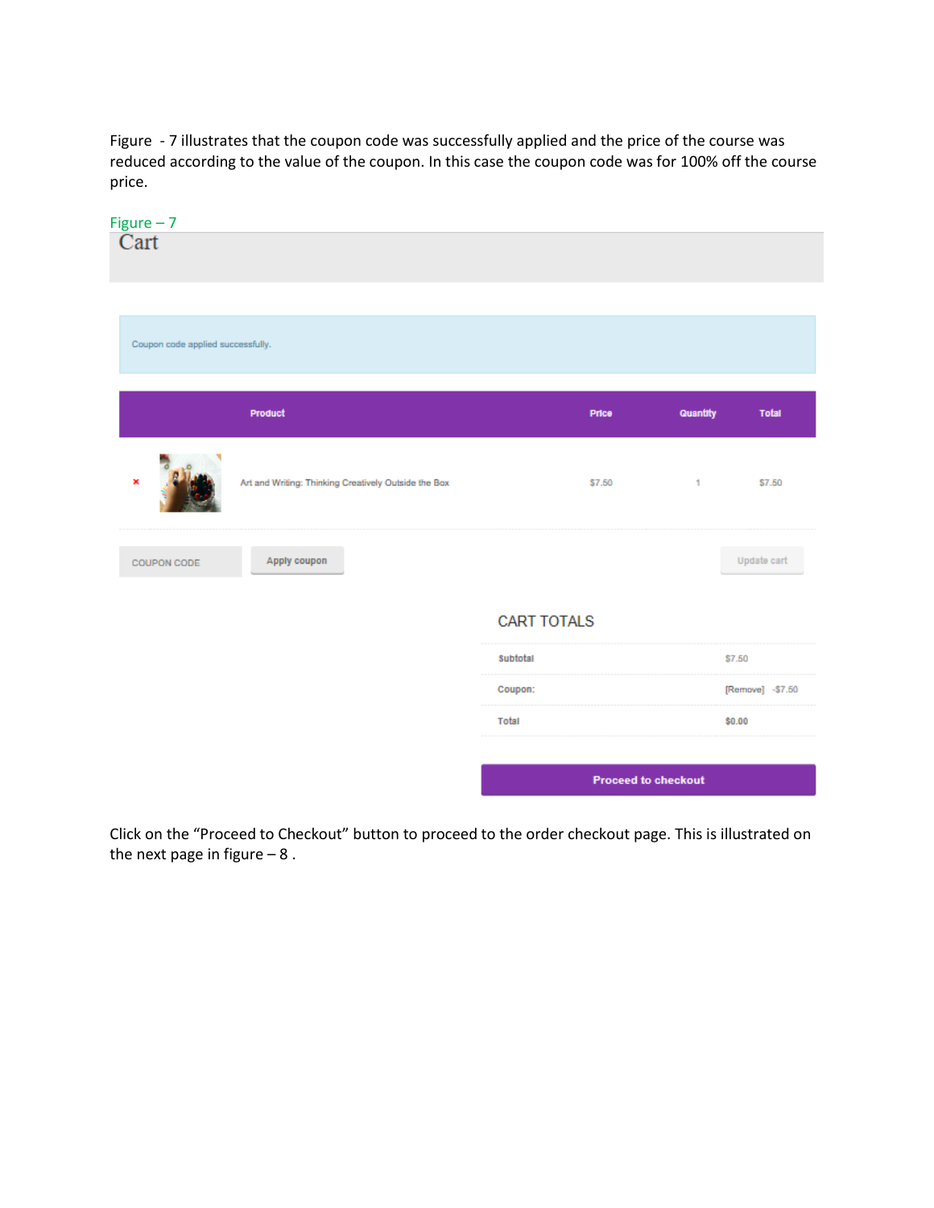Figure - 7 illustrates that the coupon code was successfully applied and the price of the course was reduced according to the value of the coupon. In this case the coupon code was for 100% off the course price.

Figure – 7

# Cart

Coupon code applied successfully.

| | Product | Price | Quantity | Total |
|---|---|---|---|---|
| × | Art and Writing: Thinking Creatively Outside the Box | $7.50 | 1 | $7.50 |

COUPON CODE | Apply coupon | Update cart

## CART TOTALS

| | |
|---|---|
| Subtotal | $7.50 |
| Coupon: | [Remove] -$7.50 |
| Total | $0.00 |

Proceed to checkout

Click on the "Proceed to Checkout" button to proceed to the order checkout page. This is illustrated on the next page in figure – 8 .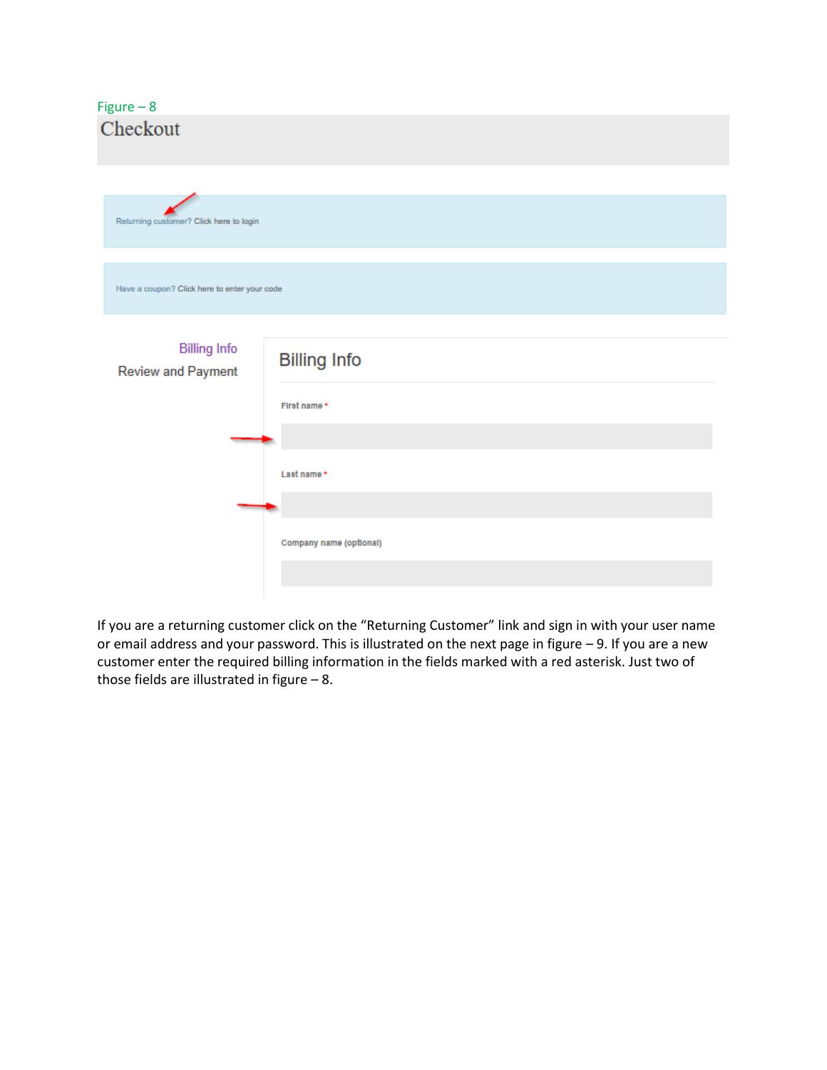Figure – 8

Checkout

Returning customer? Click here to login

Have a coupon? Click here to enter your code

Billing Info

Review and Payment

Billing Info

First name *

Last name *

Company name (optional)

If you are a returning customer click on the “Returning Customer” link and sign in with your user name or email address and your password. This is illustrated on the next page in figure – 9. If you are a new customer enter the required billing information in the fields marked with a red asterisk. Just two of those fields are illustrated in figure – 8.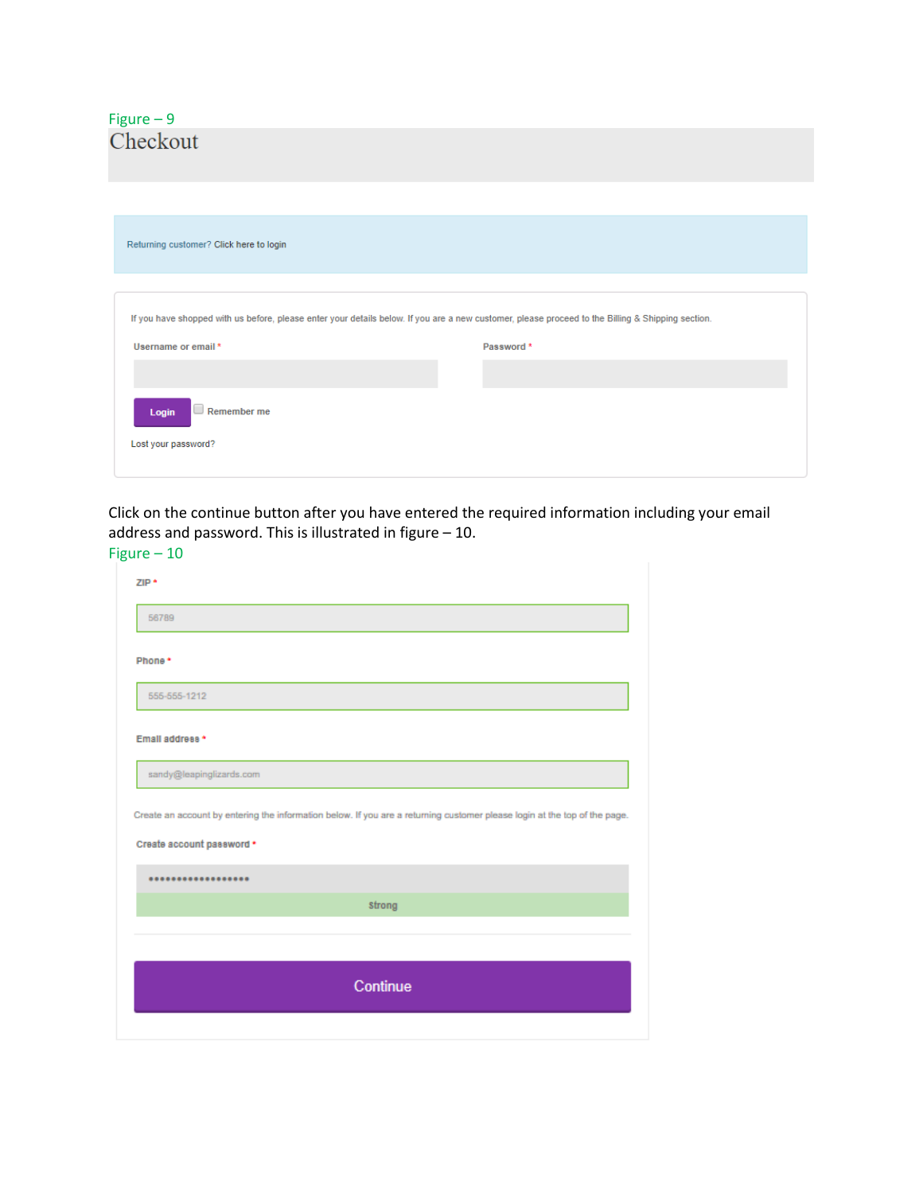Figure – 9

# Checkout

Returning customer? Click here to login

If you have shopped with us before, please enter your details below. If you are a new customer, please proceed to the Billing & Shipping section.

Username or email *

Password *

Login

Remember me

Lost your password?

Click on the continue button after you have entered the required information including your email address and password. This is illustrated in figure – 10.

Figure – 10

ZIP *

56789

Phone *

555-555-1212

Email address *

sandy@leapinglizards.com

Create an account by entering the information below. If you are a returning customer please login at the top of the page.

Create account password *

••••••••••••••••••

Strong

Continue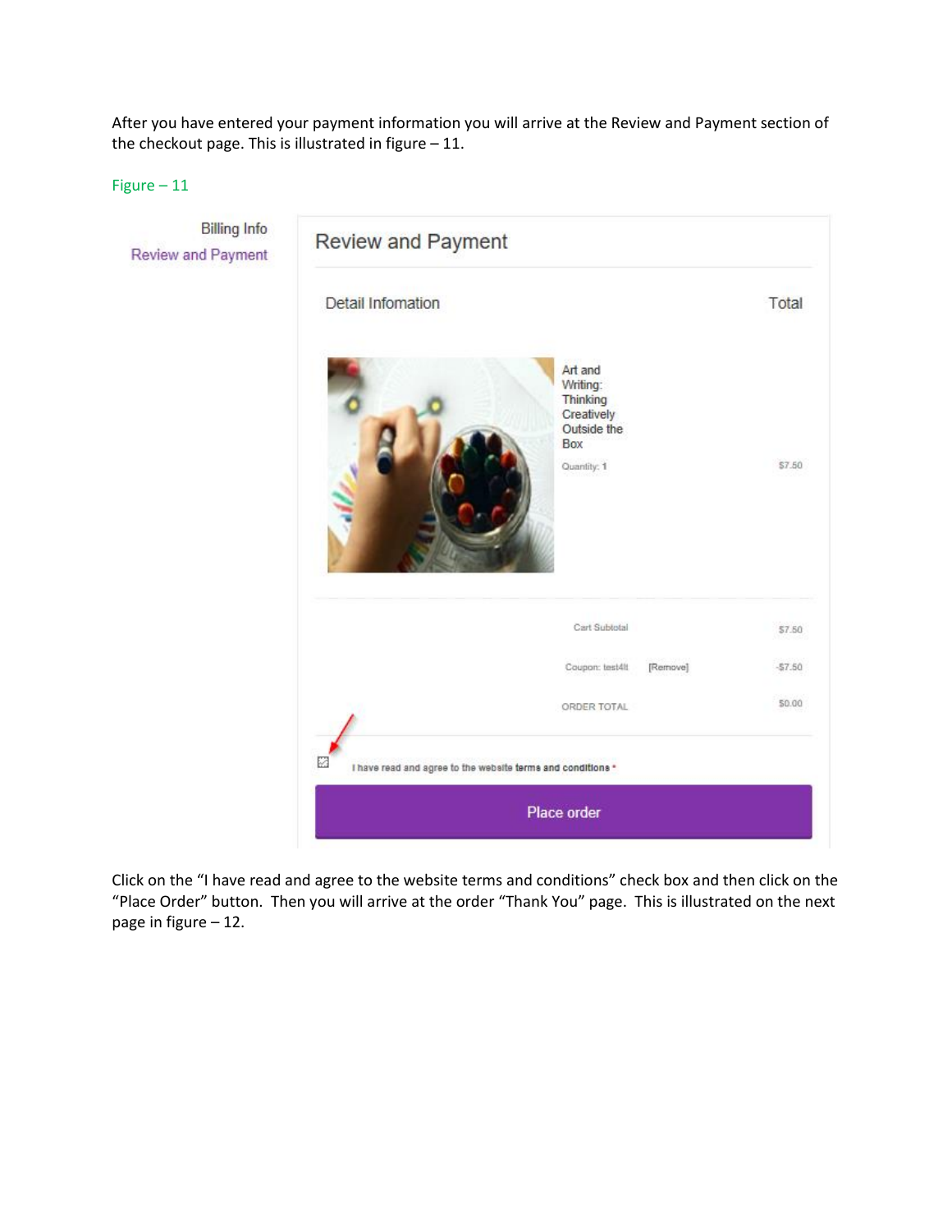After you have entered your payment information you will arrive at the Review and Payment section of the checkout page. This is illustrated in figure – 11.

Figure – 11

Billing Info

Review and Payment

Review and Payment

Detail Infomation

Total

Art and Writing: Thinking Creatively Outside the Box

Quantity: 1

$7.50

Cart Subtotal $7.50

Coupon: test4lt [Remove] -$7.50

ORDER TOTAL $0.00

I have read and agree to the website terms and conditions *

Place order

Click on the "I have read and agree to the website terms and conditions" check box and then click on the "Place Order" button. Then you will arrive at the order "Thank You" page. This is illustrated on the next page in figure – 12.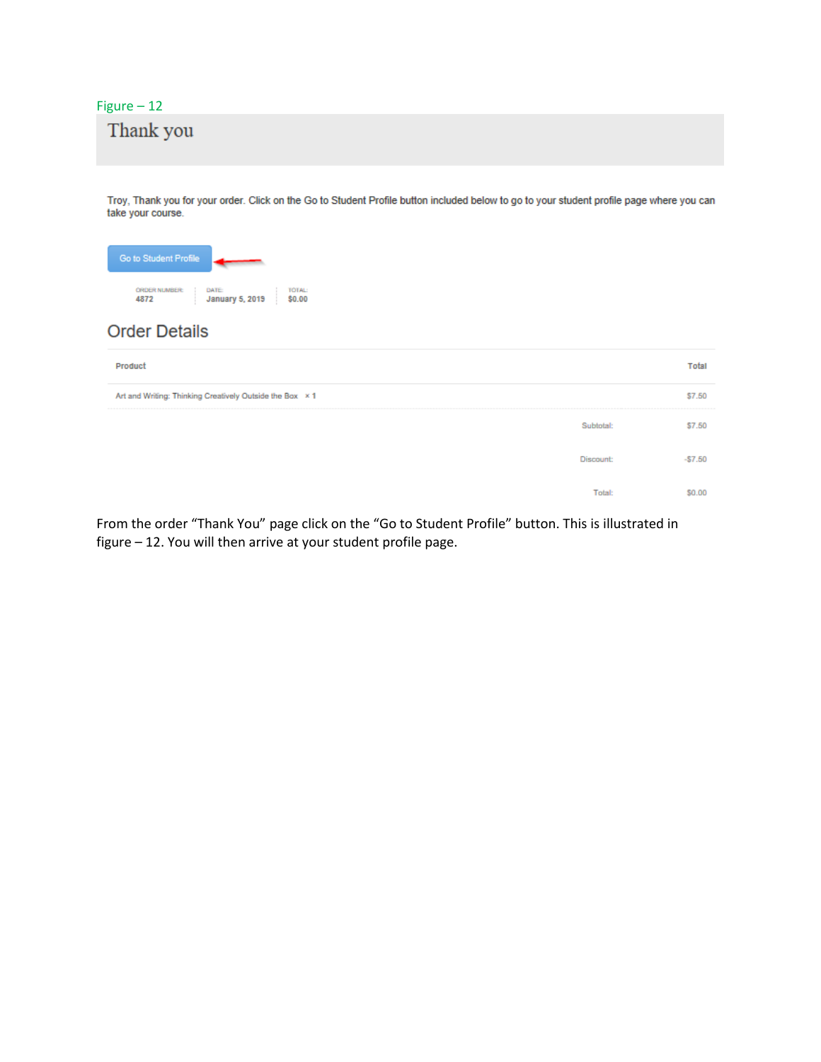Figure – 12

# Thank you

Troy, Thank you for your order. Click on the Go to Student Profile button included below to go to your student profile page where you can take your course.

Go to Student Profile

| ORDER NUMBER: | DATE: | TOTAL: |
| --- | --- | --- |
| 4872 | January 5, 2019 | $0.00 |

## Order Details

| Product | | Total |
| --- | --- | --- |
| Art and Writing: Thinking Creatively Outside the Box × 1 | | $7.50 |
| | Subtotal: | $7.50 |
| | Discount: | -$7.50 |
| | Total: | $0.00 |

From the order "Thank You" page click on the "Go to Student Profile" button. This is illustrated in figure – 12. You will then arrive at your student profile page.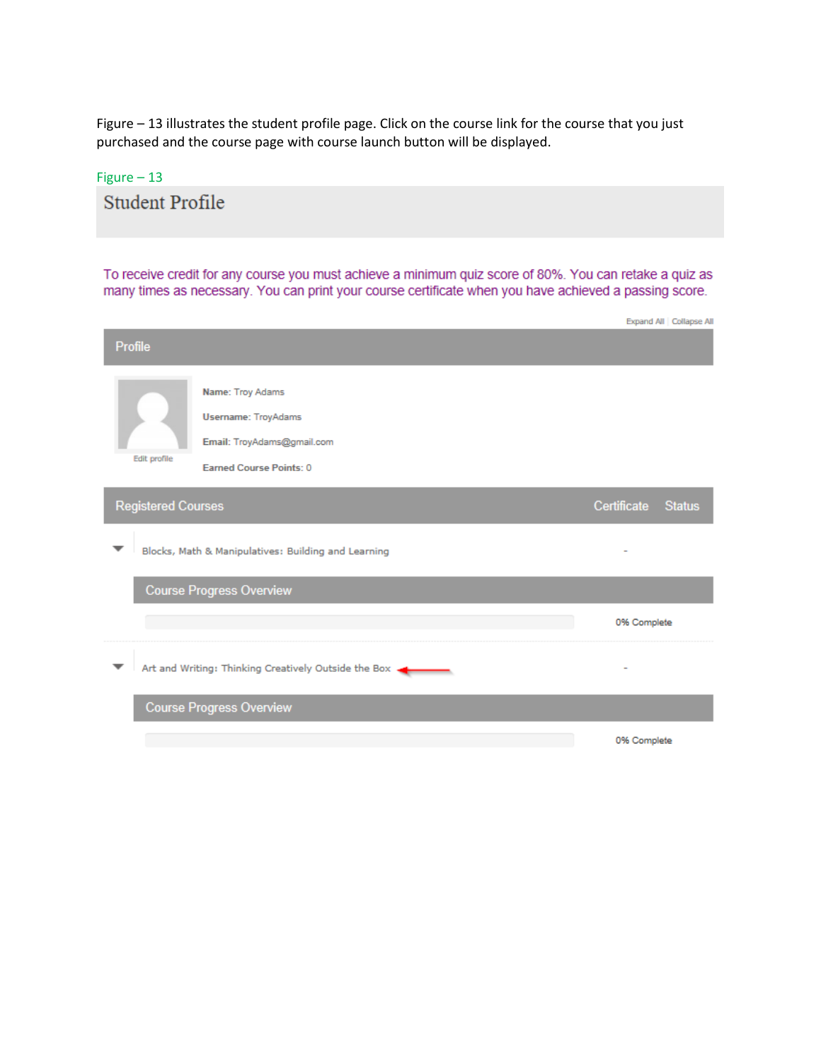Figure – 13 illustrates the student profile page. Click on the course link for the course that you just purchased and the course page with course launch button will be displayed.

Figure – 13

# Student Profile

To receive credit for any course you must achieve a minimum quiz score of 80%. You can retake a quiz as many times as necessary. You can print your course certificate when you have achieved a passing score.

Expand All | Collapse All

## Profile

Edit profile

**Name:** Troy Adams

**Username:** TroyAdams

**Email:** TroyAdams@gmail.com

**Earned Course Points:** 0

| Registered Courses | Certificate | Status |
| --- | --- | --- |
| Blocks, Math & Manipulatives: Building and Learning | - | |
| Course Progress Overview | | 0% Complete |
| Art and Writing: Thinking Creatively Outside the Box | - | |
| Course Progress Overview | | 0% Complete |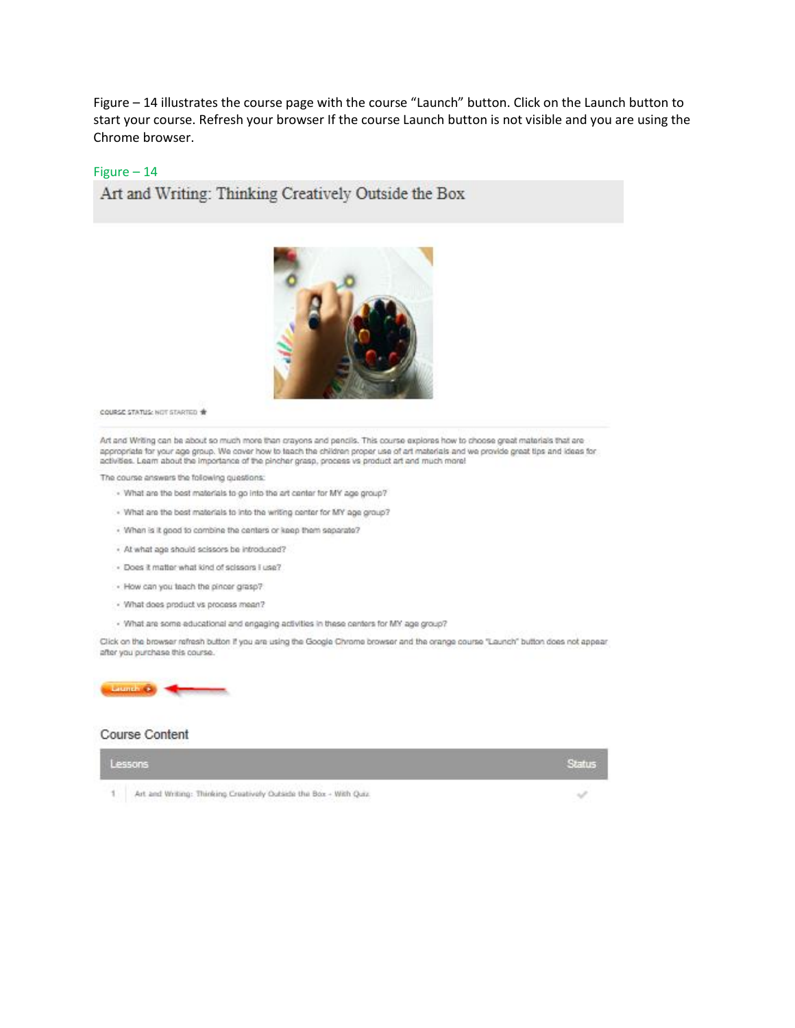Figure – 14 illustrates the course page with the course "Launch" button. Click on the Launch button to start your course. Refresh your browser If the course Launch button is not visible and you are using the Chrome browser.

Figure – 14

Art and Writing: Thinking Creatively Outside the Box

COURSE STATUS: NOT STARTED

Art and Writing can be about so much more than crayons and pencils. This course explores how to choose great materials that are appropriate for your age group. We cover how to teach the children proper use of art materials and we provide great tips and ideas for activities. Learn about the importance of the pincher grasp, process vs product art and much more!

The course answers the following questions:

- What are the best materials to go into the art center for MY age group?
- What are the best materials to into the writing center for MY age group?
- When is it good to combine the centers or keep them separate?
- At what age should scissors be introduced?
- Does it matter what kind of scissors I use?
- How can you teach the pincer grasp?
- What does product vs process mean?
- What are some educational and engaging activities in these centers for MY age group?

Click on the browser refresh button if you are using the Google Chrome browser and the orange course "Launch" button does not appear after you purchase this course.

Launch

Course Content

| Lessons | | Status |
|---|---|---|
| 1 | Art and Writing: Thinking Creatively Outside the Box - With Quiz | |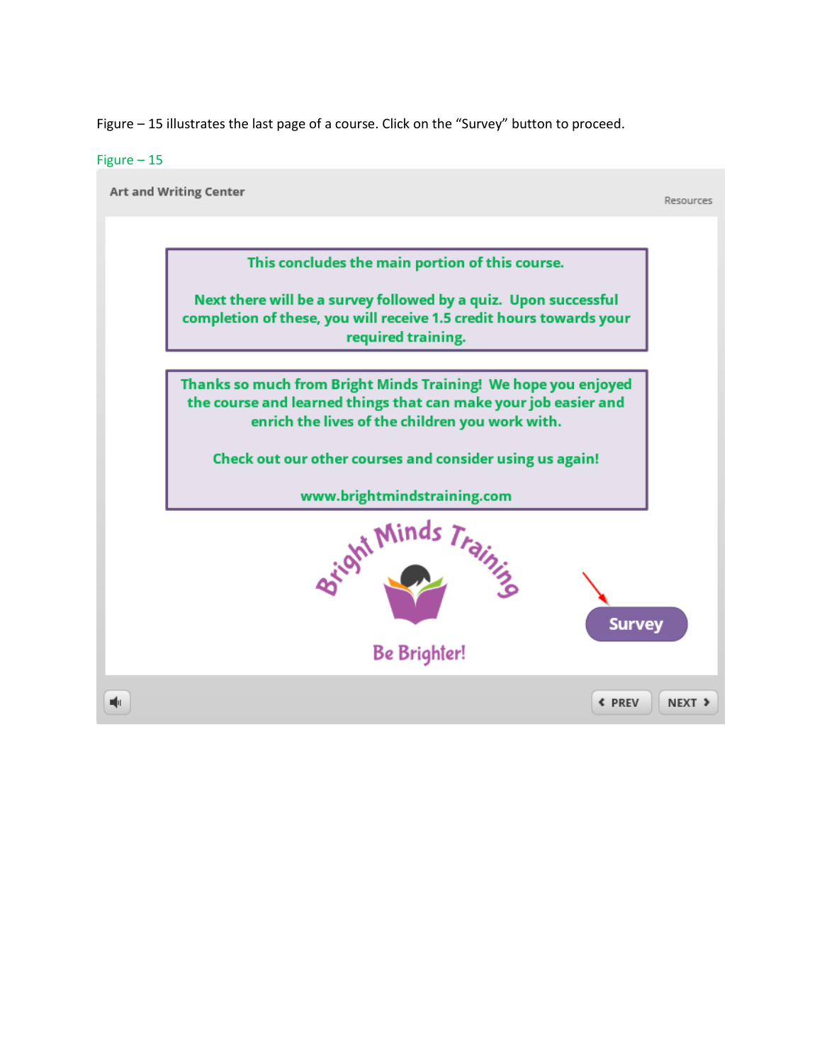Figure – 15 illustrates the last page of a course. Click on the "Survey" button to proceed.

Figure – 15

Art and Writing Center

Resources

This concludes the main portion of this course.

Next there will be a survey followed by a quiz. Upon successful completion of these, you will receive 1.5 credit hours towards your required training.

Thanks so much from Bright Minds Training! We hope you enjoyed the course and learned things that can make your job easier and enrich the lives of the children you work with.

Check out our other courses and consider using us again!

www.brightmindstraining.com

Bright Minds Training

Be Brighter!

Survey

PREV NEXT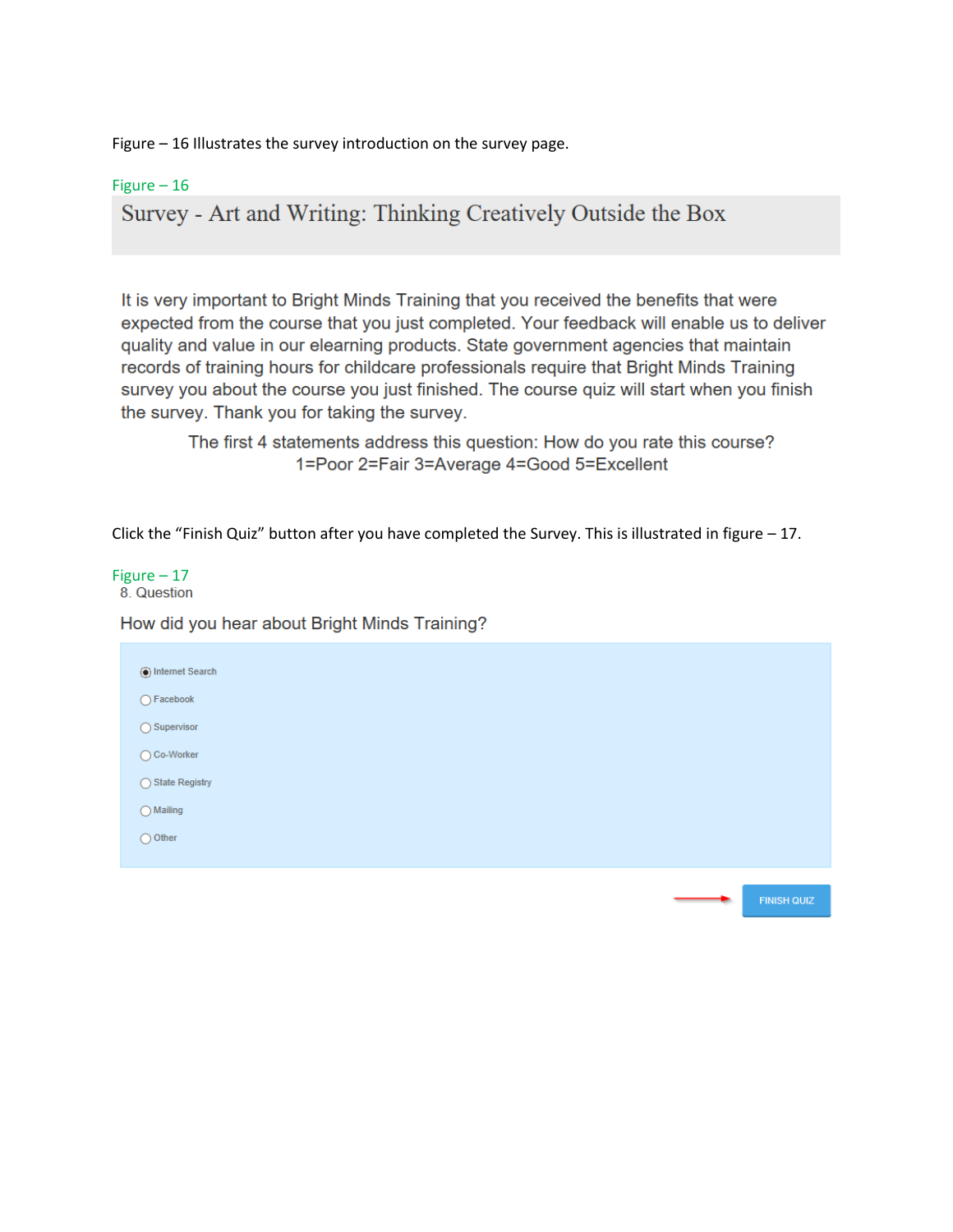Figure – 16 Illustrates the survey introduction on the survey page.

Figure – 16

Survey - Art and Writing: Thinking Creatively Outside the Box

It is very important to Bright Minds Training that you received the benefits that were expected from the course that you just completed. Your feedback will enable us to deliver quality and value in our elearning products. State government agencies that maintain records of training hours for childcare professionals require that Bright Minds Training survey you about the course you just finished. The course quiz will start when you finish the survey. Thank you for taking the survey.

The first 4 statements address this question: How do you rate this course?
1=Poor 2=Fair 3=Average 4=Good 5=Excellent

Click the "Finish Quiz" button after you have completed the Survey. This is illustrated in figure – 17.

Figure – 17

8. Question

How did you hear about Bright Minds Training?

- (•) Internet Search
- ( ) Facebook
- ( ) Supervisor
- ( ) Co-Worker
- ( ) State Registry
- ( ) Mailing
- ( ) Other

FINISH QUIZ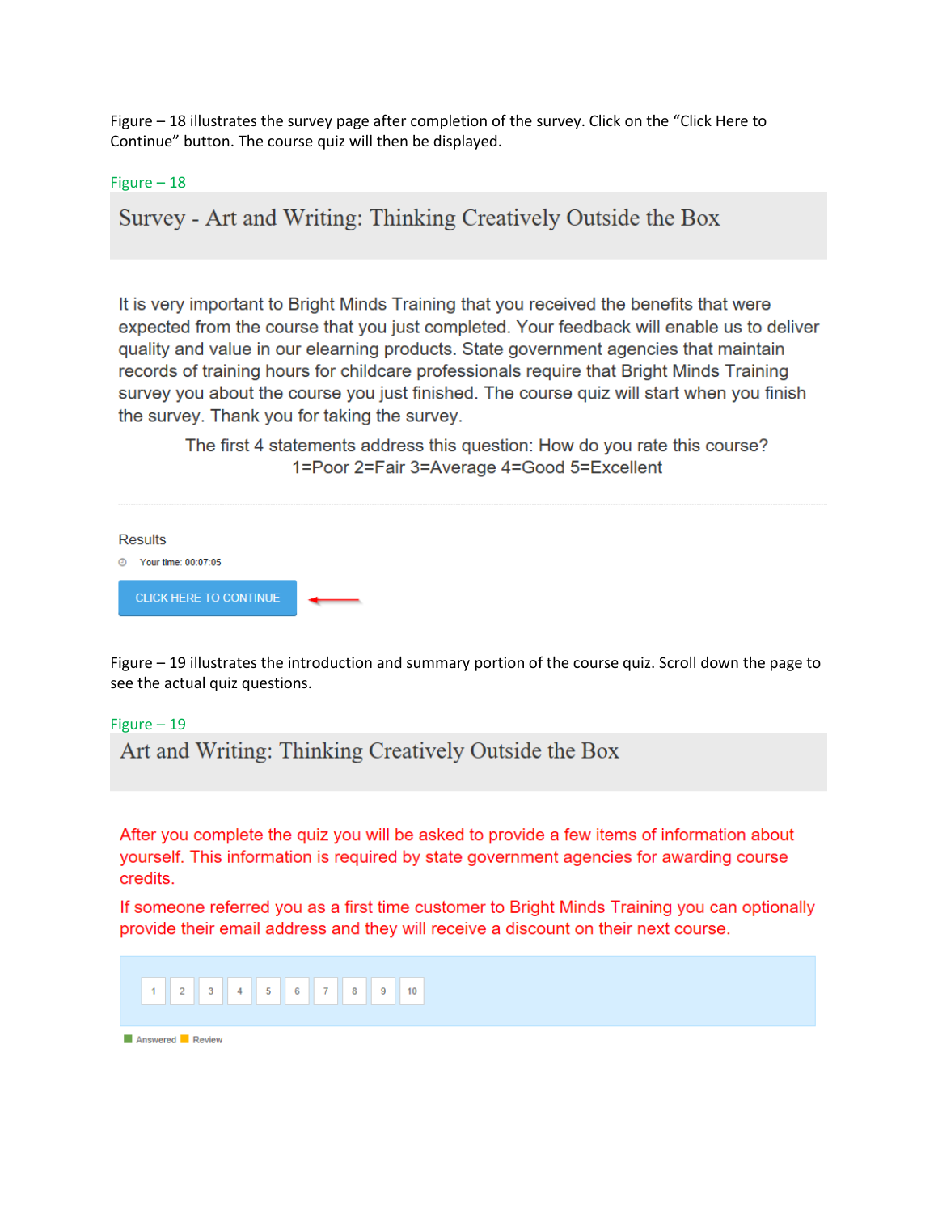Figure – 18 illustrates the survey page after completion of the survey. Click on the "Click Here to Continue" button. The course quiz will then be displayed.

Figure – 18

## Survey - Art and Writing: Thinking Creatively Outside the Box

It is very important to Bright Minds Training that you received the benefits that were expected from the course that you just completed. Your feedback will enable us to deliver quality and value in our elearning products. State government agencies that maintain records of training hours for childcare professionals require that Bright Minds Training survey you about the course you just finished. The course quiz will start when you finish the survey. Thank you for taking the survey.

The first 4 statements address this question: How do you rate this course?
1=Poor 2=Fair 3=Average 4=Good 5=Excellent

Results

Your time: 00:07:05

CLICK HERE TO CONTINUE

Figure – 19 illustrates the introduction and summary portion of the course quiz. Scroll down the page to see the actual quiz questions.

Figure – 19

## Art and Writing: Thinking Creatively Outside the Box

After you complete the quiz you will be asked to provide a few items of information about yourself. This information is required by state government agencies for awarding course credits.

If someone referred you as a first time customer to Bright Minds Training you can optionally provide their email address and they will receive a discount on their next course.

1 2 3 4 5 6 7 8 9 10

Answered Review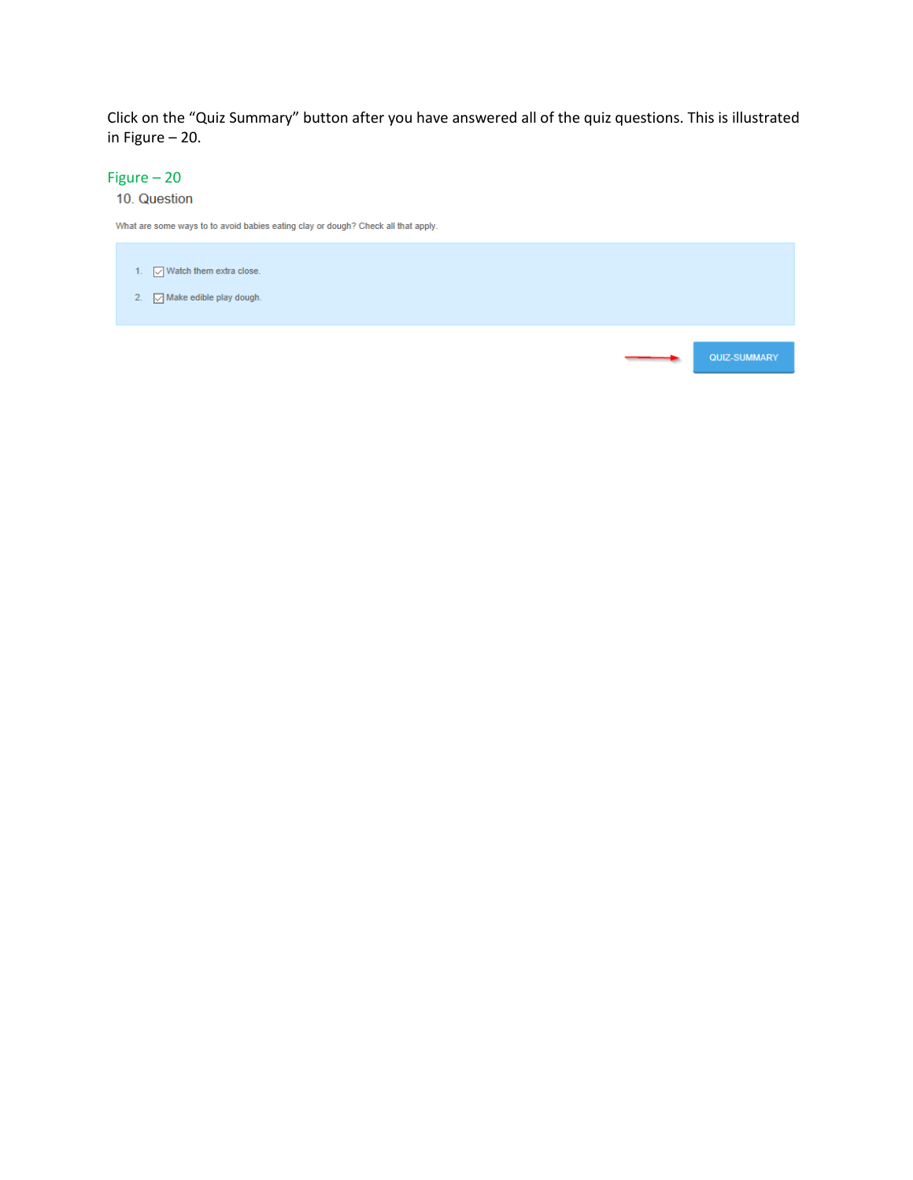Click on the "Quiz Summary" button after you have answered all of the quiz questions. This is illustrated in Figure – 20.

Figure – 20

10. Question

What are some ways to to avoid babies eating clay or dough? Check all that apply.

1. Watch them extra close.
2. Make edible play dough.

QUIZ-SUMMARY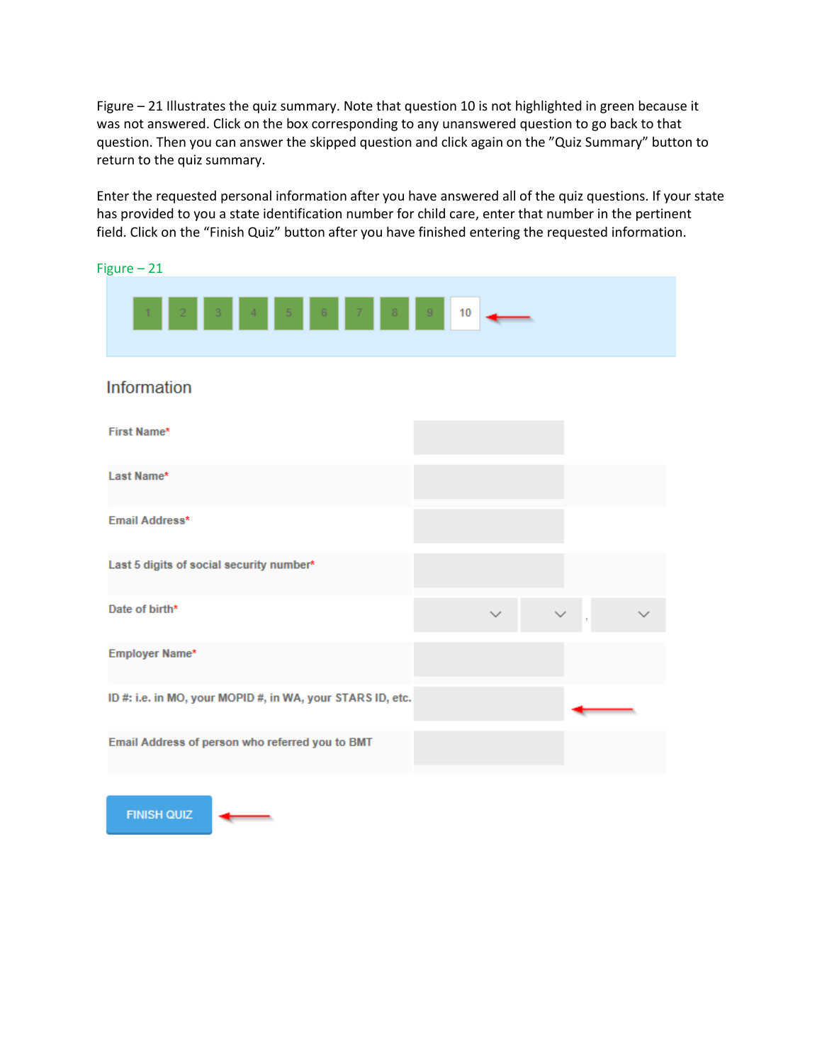Figure – 21 Illustrates the quiz summary. Note that question 10 is not highlighted in green because it was not answered. Click on the box corresponding to any unanswered question to go back to that question. Then you can answer the skipped question and click again on the "Quiz Summary" button to return to the quiz summary.

Enter the requested personal information after you have answered all of the quiz questions. If your state has provided to you a state identification number for child care, enter that number in the pertinent field. Click on the "Finish Quiz" button after you have finished entering the requested information.

Figure – 21

1 2 3 4 5 6 7 8 9 10

Information

First Name*

Last Name*

Email Address*

Last 5 digits of social security number*

Date of birth*

Employer Name*

ID #: i.e. in MO, your MOPID #, in WA, your STARS ID, etc.

Email Address of person who referred you to BMT

FINISH QUIZ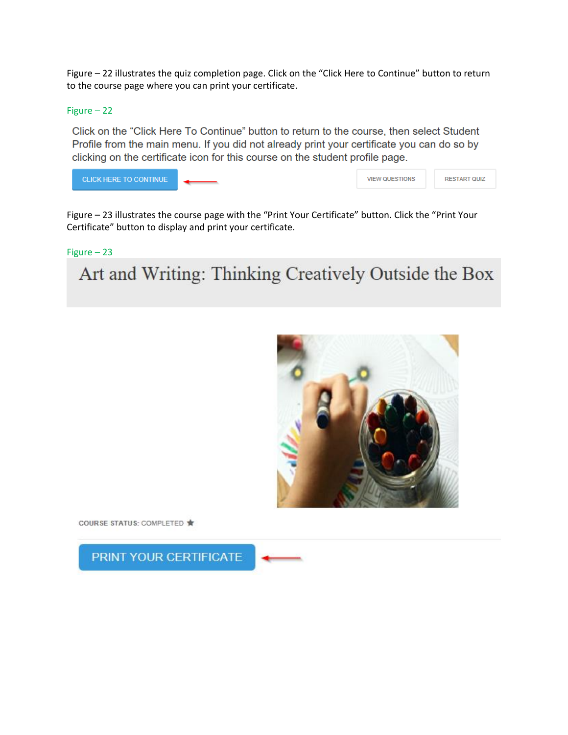Figure – 22 illustrates the quiz completion page. Click on the "Click Here to Continue" button to return to the course page where you can print your certificate.

Figure – 22

Click on the "Click Here To Continue" button to return to the course, then select Student Profile from the main menu. If you did not already print your certificate you can do so by clicking on the certificate icon for this course on the student profile page.

CLICK HERE TO CONTINUE VIEW QUESTIONS RESTART QUIZ

Figure – 23 illustrates the course page with the "Print Your Certificate" button. Click the "Print Your Certificate" button to display and print your certificate.

Figure – 23

Art and Writing: Thinking Creatively Outside the Box

COURSE STATUS: COMPLETED

PRINT YOUR CERTIFICATE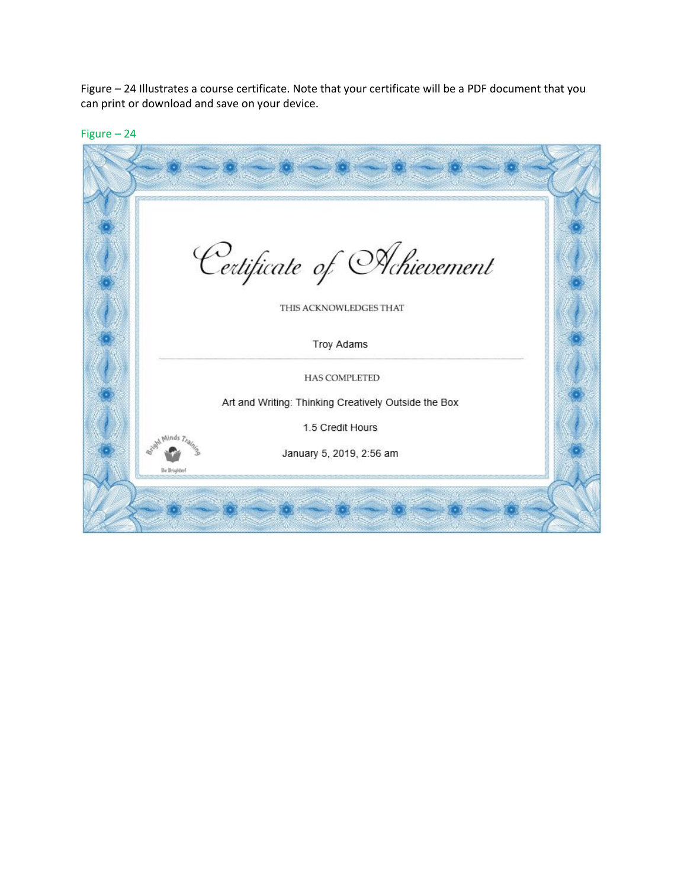Figure – 24 Illustrates a course certificate. Note that your certificate will be a PDF document that you can print or download and save on your device.

Figure – 24

Certificate of Achievement

THIS ACKNOWLEDGES THAT

Troy Adams

HAS COMPLETED

Art and Writing: Thinking Creatively Outside the Box

1.5 Credit Hours

January 5, 2019, 2:56 am

Bright Minds Training

Be Brighter!